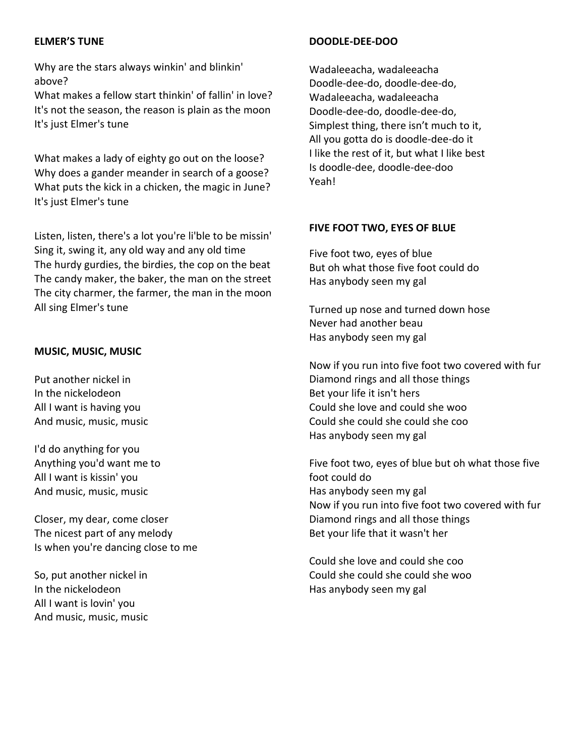## ELMER'S TUNE

Why are the stars always winkin' and blinkin' above?
What makes a fellow start thinkin' of fallin' in love?
It's not the season, the reason is plain as the moon
It's just Elmer's tune

What makes a lady of eighty go out on the loose?
Why does a gander meander in search of a goose?
What puts the kick in a chicken, the magic in June?
It's just Elmer's tune

Listen, listen, there's a lot you're li'ble to be missin'
Sing it, swing it, any old way and any old time
The hurdy gurdies, the birdies, the cop on the beat
The candy maker, the baker, the man on the street
The city charmer, the farmer, the man in the moon
All sing Elmer's tune

## MUSIC, MUSIC, MUSIC

Put another nickel in
In the nickelodeon
All I want is having you
And music, music, music

I'd do anything for you
Anything you'd want me to
All I want is kissin' you
And music, music, music

Closer, my dear, come closer
The nicest part of any melody
Is when you're dancing close to me

So, put another nickel in
In the nickelodeon
All I want is lovin' you
And music, music, music

## DOODLE-DEE-DOO

Wadaleeacha, wadaleeacha
Doodle-dee-do, doodle-dee-do,
Wadaleeacha, wadaleeacha
Doodle-dee-do, doodle-dee-do,
Simplest thing, there isn't much to it,
All you gotta do is doodle-dee-do it
I like the rest of it, but what I like best
Is doodle-dee, doodle-dee-doo
Yeah!

## FIVE FOOT TWO, EYES OF BLUE

Five foot two, eyes of blue
But oh what those five foot could do
Has anybody seen my gal

Turned up nose and turned down hose
Never had another beau
Has anybody seen my gal

Now if you run into five foot two covered with fur
Diamond rings and all those things
Bet your life it isn't hers
Could she love and could she woo
Could she could she could she coo
Has anybody seen my gal

Five foot two, eyes of blue but oh what those five foot could do
Has anybody seen my gal
Now if you run into five foot two covered with fur
Diamond rings and all those things
Bet your life that it wasn't her

Could she love and could she coo
Could she could she could she woo
Has anybody seen my gal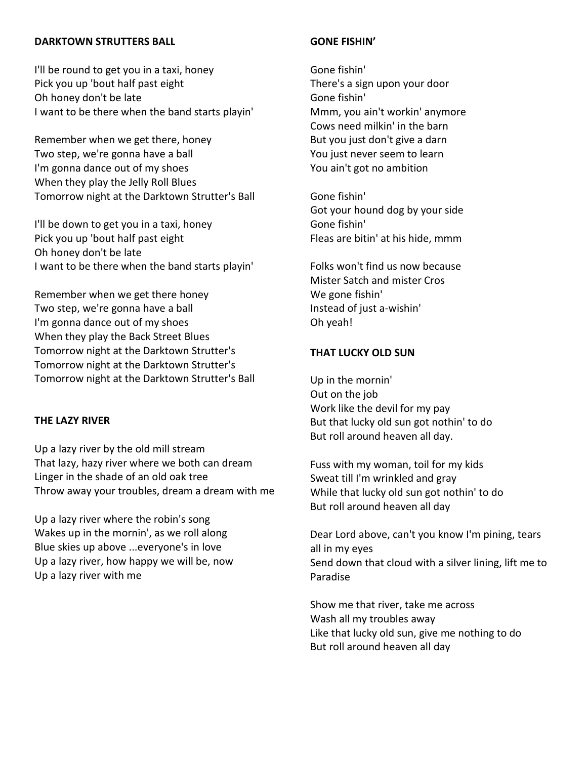**DARKTOWN STRUTTERS BALL**

I'll be round to get you in a taxi, honey
Pick you up 'bout half past eight
Oh honey don't be late
I want to be there when the band starts playin'

Remember when we get there, honey
Two step, we're gonna have a ball
I'm gonna dance out of my shoes
When they play the Jelly Roll Blues
Tomorrow night at the Darktown Strutter's Ball

I'll be down to get you in a taxi, honey
Pick you up 'bout half past eight
Oh honey don't be late
I want to be there when the band starts playin'

Remember when we get there honey
Two step, we're gonna have a ball
I'm gonna dance out of my shoes
When they play the Back Street Blues
Tomorrow night at the Darktown Strutter's
Tomorrow night at the Darktown Strutter's
Tomorrow night at the Darktown Strutter's Ball

**THE LAZY RIVER**

Up a lazy river by the old mill stream
That lazy, hazy river where we both can dream
Linger in the shade of an old oak tree
Throw away your troubles, dream a dream with me

Up a lazy river where the robin's song
Wakes up in the mornin', as we roll along
Blue skies up above ...everyone's in love
Up a lazy river, how happy we will be, now
Up a lazy river with me

**GONE FISHIN'**

Gone fishin'
There's a sign upon your door
Gone fishin'
Mmm, you ain't workin' anymore
Cows need milkin' in the barn
But you just don't give a darn
You just never seem to learn
You ain't got no ambition

Gone fishin'
Got your hound dog by your side
Gone fishin'
Fleas are bitin' at his hide, mmm

Folks won't find us now because
Mister Satch and mister Cros
We gone fishin'
Instead of just a-wishin'
Oh yeah!

**THAT LUCKY OLD SUN**

Up in the mornin'
Out on the job
Work like the devil for my pay
But that lucky old sun got nothin' to do
But roll around heaven all day.

Fuss with my woman, toil for my kids
Sweat till I'm wrinkled and gray
While that lucky old sun got nothin' to do
But roll around heaven all day

Dear Lord above, can't you know I'm pining, tears all in my eyes
Send down that cloud with a silver lining, lift me to Paradise

Show me that river, take me across
Wash all my troubles away
Like that lucky old sun, give me nothing to do
But roll around heaven all day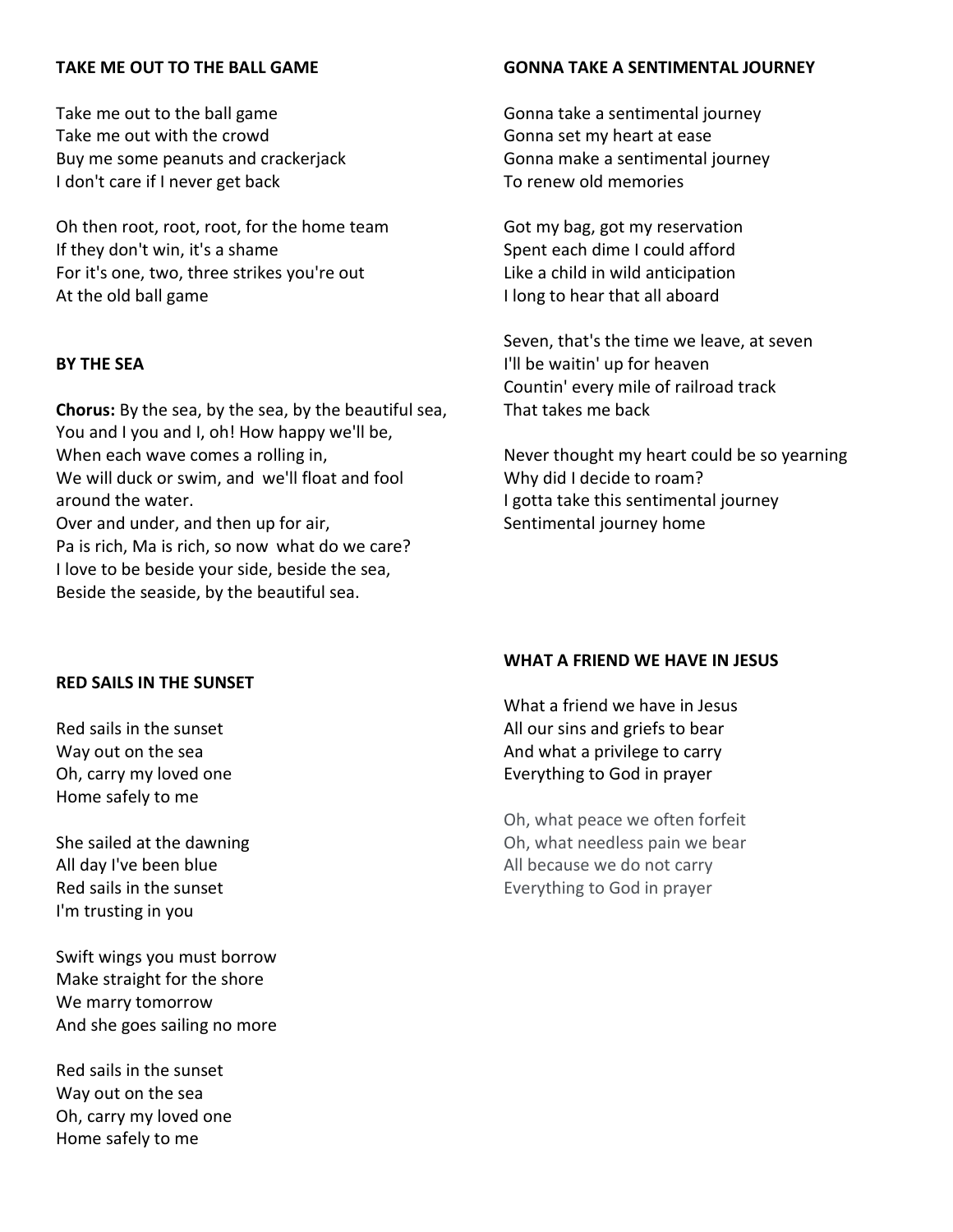**TAKE ME OUT TO THE BALL GAME**

Take me out to the ball game
Take me out with the crowd
Buy me some peanuts and crackerjack
I don't care if I never get back

Oh then root, root, root, for the home team
If they don't win, it's a shame
For it's one, two, three strikes you're out
At the old ball game

**BY THE SEA**

**Chorus:** By the sea, by the sea, by the beautiful sea,
You and I you and I, oh! How happy we'll be,
When each wave comes a rolling in,
We will duck or swim, and we'll float and fool around the water.
Over and under, and then up for air,
Pa is rich, Ma is rich, so now what do we care?
I love to be beside your side, beside the sea,
Beside the seaside, by the beautiful sea.

**RED SAILS IN THE SUNSET**

Red sails in the sunset
Way out on the sea
Oh, carry my loved one
Home safely to me

She sailed at the dawning
All day I've been blue
Red sails in the sunset
I'm trusting in you

Swift wings you must borrow
Make straight for the shore
We marry tomorrow
And she goes sailing no more

Red sails in the sunset
Way out on the sea
Oh, carry my loved one
Home safely to me

**GONNA TAKE A SENTIMENTAL JOURNEY**

Gonna take a sentimental journey
Gonna set my heart at ease
Gonna make a sentimental journey
To renew old memories

Got my bag, got my reservation
Spent each dime I could afford
Like a child in wild anticipation
I long to hear that all aboard

Seven, that's the time we leave, at seven
I'll be waitin' up for heaven
Countin' every mile of railroad track
That takes me back

Never thought my heart could be so yearning
Why did I decide to roam?
I gotta take this sentimental journey
Sentimental journey home

**WHAT A FRIEND WE HAVE IN JESUS**

What a friend we have in Jesus
All our sins and griefs to bear
And what a privilege to carry
Everything to God in prayer

Oh, what peace we often forfeit
Oh, what needless pain we bear
All because we do not carry
Everything to God in prayer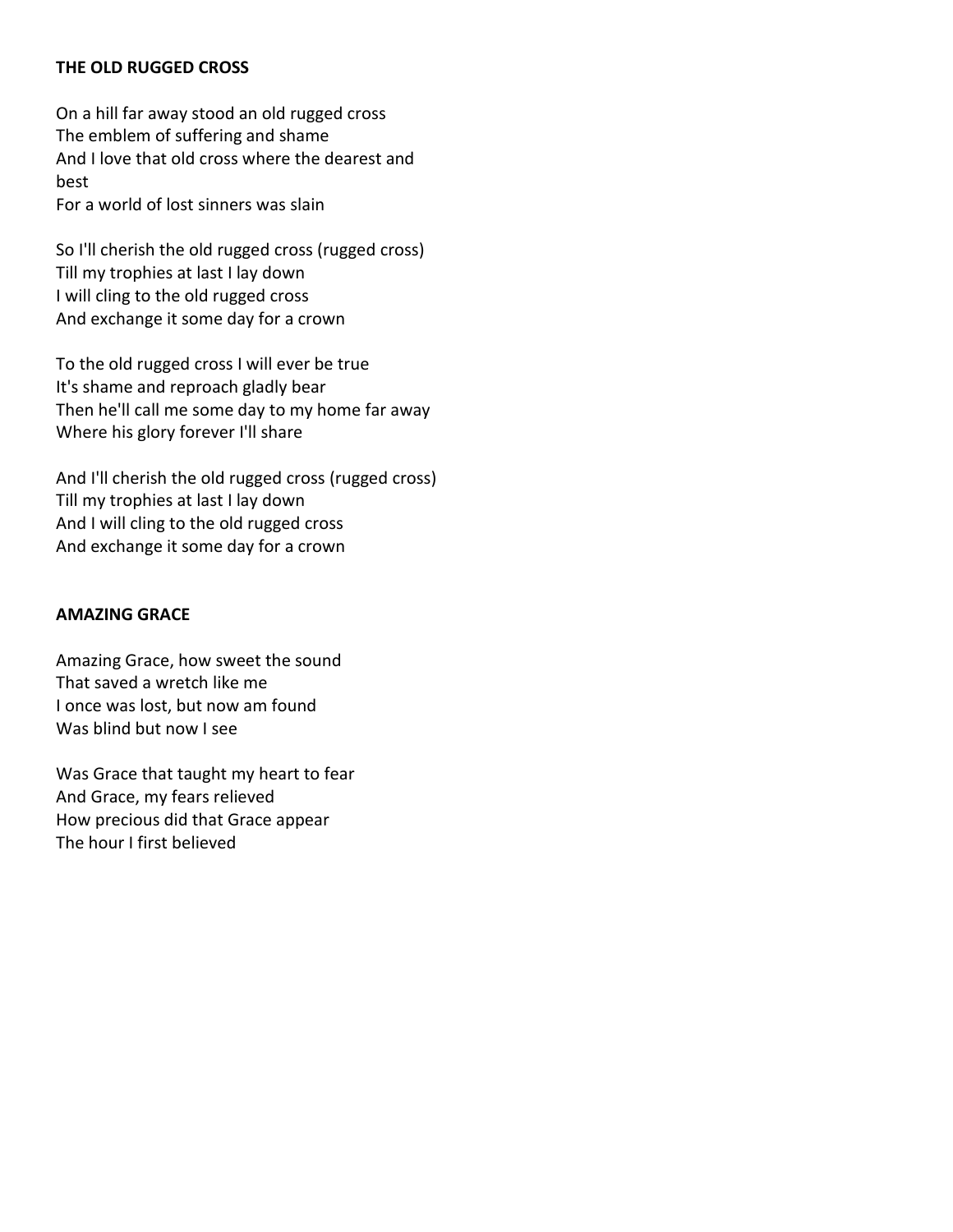**THE OLD RUGGED CROSS**

On a hill far away stood an old rugged cross
The emblem of suffering and shame
And I love that old cross where the dearest and best
For a world of lost sinners was slain

So I'll cherish the old rugged cross (rugged cross)
Till my trophies at last I lay down
I will cling to the old rugged cross
And exchange it some day for a crown

To the old rugged cross I will ever be true
It's shame and reproach gladly bear
Then he'll call me some day to my home far away
Where his glory forever I'll share

And I'll cherish the old rugged cross (rugged cross)
Till my trophies at last I lay down
And I will cling to the old rugged cross
And exchange it some day for a crown

**AMAZING GRACE**

Amazing Grace, how sweet the sound
That saved a wretch like me
I once was lost, but now am found
Was blind but now I see

Was Grace that taught my heart to fear
And Grace, my fears relieved
How precious did that Grace appear
The hour I first believed